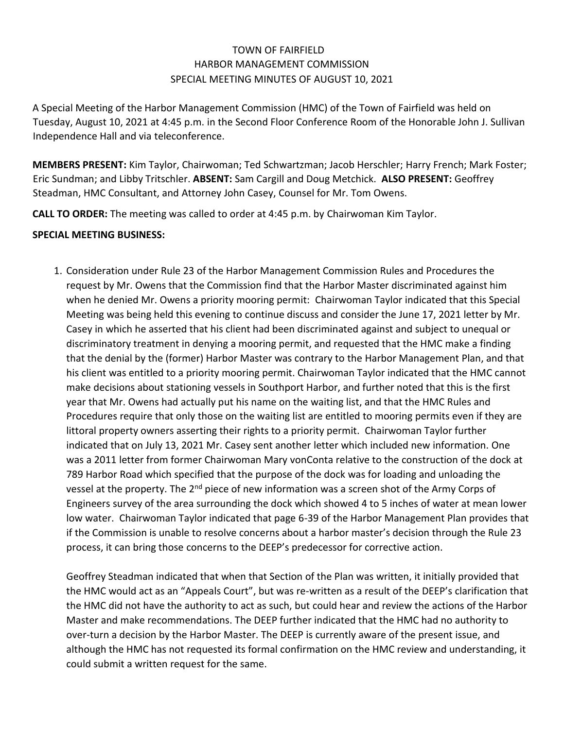# TOWN OF FAIRFIELD
## HARBOR MANAGEMENT COMMISSION
### SPECIAL MEETING MINUTES OF AUGUST 10, 2021

A Special Meeting of the Harbor Management Commission (HMC) of the Town of Fairfield was held on Tuesday, August 10, 2021 at 4:45 p.m. in the Second Floor Conference Room of the Honorable John J. Sullivan Independence Hall and via teleconference.

**MEMBERS PRESENT:** Kim Taylor, Chairwoman; Ted Schwartzman; Jacob Herschler; Harry French; Mark Foster; Eric Sundman; and Libby Tritschler. **ABSENT:** Sam Cargill and Doug Metchick. **ALSO PRESENT:** Geoffrey Steadman, HMC Consultant, and Attorney John Casey, Counsel for Mr. Tom Owens.

**CALL TO ORDER:** The meeting was called to order at 4:45 p.m. by Chairwoman Kim Taylor.

**SPECIAL MEETING BUSINESS:**

1. Consideration under Rule 23 of the Harbor Management Commission Rules and Procedures the request by Mr. Owens that the Commission find that the Harbor Master discriminated against him when he denied Mr. Owens a priority mooring permit: Chairwoman Taylor indicated that this Special Meeting was being held this evening to continue discuss and consider the June 17, 2021 letter by Mr. Casey in which he asserted that his client had been discriminated against and subject to unequal or discriminatory treatment in denying a mooring permit, and requested that the HMC make a finding that the denial by the (former) Harbor Master was contrary to the Harbor Management Plan, and that his client was entitled to a priority mooring permit. Chairwoman Taylor indicated that the HMC cannot make decisions about stationing vessels in Southport Harbor, and further noted that this is the first year that Mr. Owens had actually put his name on the waiting list, and that the HMC Rules and Procedures require that only those on the waiting list are entitled to mooring permits even if they are littoral property owners asserting their rights to a priority permit. Chairwoman Taylor further indicated that on July 13, 2021 Mr. Casey sent another letter which included new information. One was a 2011 letter from former Chairwoman Mary vonConta relative to the construction of the dock at 789 Harbor Road which specified that the purpose of the dock was for loading and unloading the vessel at the property. The 2nd piece of new information was a screen shot of the Army Corps of Engineers survey of the area surrounding the dock which showed 4 to 5 inches of water at mean lower low water. Chairwoman Taylor indicated that page 6-39 of the Harbor Management Plan provides that if the Commission is unable to resolve concerns about a harbor master's decision through the Rule 23 process, it can bring those concerns to the DEEP's predecessor for corrective action.

   Geoffrey Steadman indicated that when that Section of the Plan was written, it initially provided that the HMC would act as an "Appeals Court", but was re-written as a result of the DEEP's clarification that the HMC did not have the authority to act as such, but could hear and review the actions of the Harbor Master and make recommendations. The DEEP further indicated that the HMC had no authority to over-turn a decision by the Harbor Master. The DEEP is currently aware of the present issue, and although the HMC has not requested its formal confirmation on the HMC review and understanding, it could submit a written request for the same.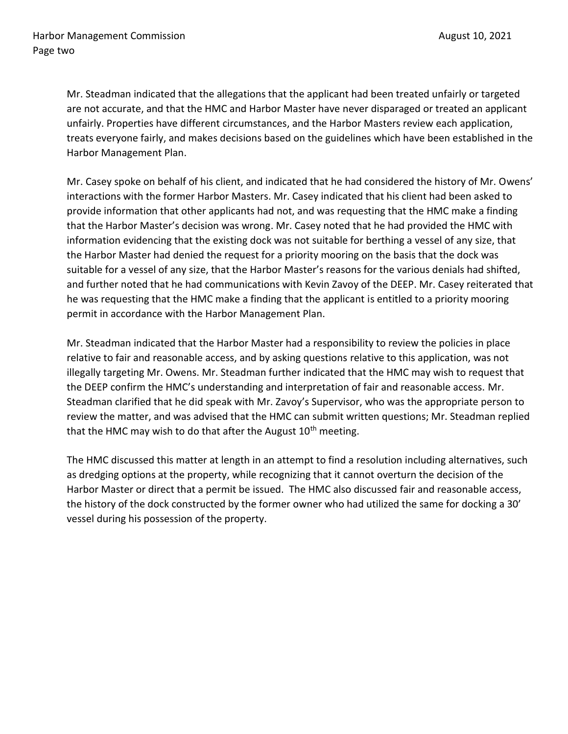Mr. Steadman indicated that the allegations that the applicant had been treated unfairly or targeted are not accurate, and that the HMC and Harbor Master have never disparaged or treated an applicant unfairly. Properties have different circumstances, and the Harbor Masters review each application, treats everyone fairly, and makes decisions based on the guidelines which have been established in the Harbor Management Plan.

Mr. Casey spoke on behalf of his client, and indicated that he had considered the history of Mr. Owens' interactions with the former Harbor Masters. Mr. Casey indicated that his client had been asked to provide information that other applicants had not, and was requesting that the HMC make a finding that the Harbor Master's decision was wrong. Mr. Casey noted that he had provided the HMC with information evidencing that the existing dock was not suitable for berthing a vessel of any size, that the Harbor Master had denied the request for a priority mooring on the basis that the dock was suitable for a vessel of any size, that the Harbor Master's reasons for the various denials had shifted, and further noted that he had communications with Kevin Zavoy of the DEEP. Mr. Casey reiterated that he was requesting that the HMC make a finding that the applicant is entitled to a priority mooring permit in accordance with the Harbor Management Plan.

Mr. Steadman indicated that the Harbor Master had a responsibility to review the policies in place relative to fair and reasonable access, and by asking questions relative to this application, was not illegally targeting Mr. Owens. Mr. Steadman further indicated that the HMC may wish to request that the DEEP confirm the HMC's understanding and interpretation of fair and reasonable access. Mr. Steadman clarified that he did speak with Mr. Zavoy's Supervisor, who was the appropriate person to review the matter, and was advised that the HMC can submit written questions; Mr. Steadman replied that the HMC may wish to do that after the August 10th meeting.

The HMC discussed this matter at length in an attempt to find a resolution including alternatives, such as dredging options at the property, while recognizing that it cannot overturn the decision of the Harbor Master or direct that a permit be issued. The HMC also discussed fair and reasonable access, the history of the dock constructed by the former owner who had utilized the same for docking a 30' vessel during his possession of the property.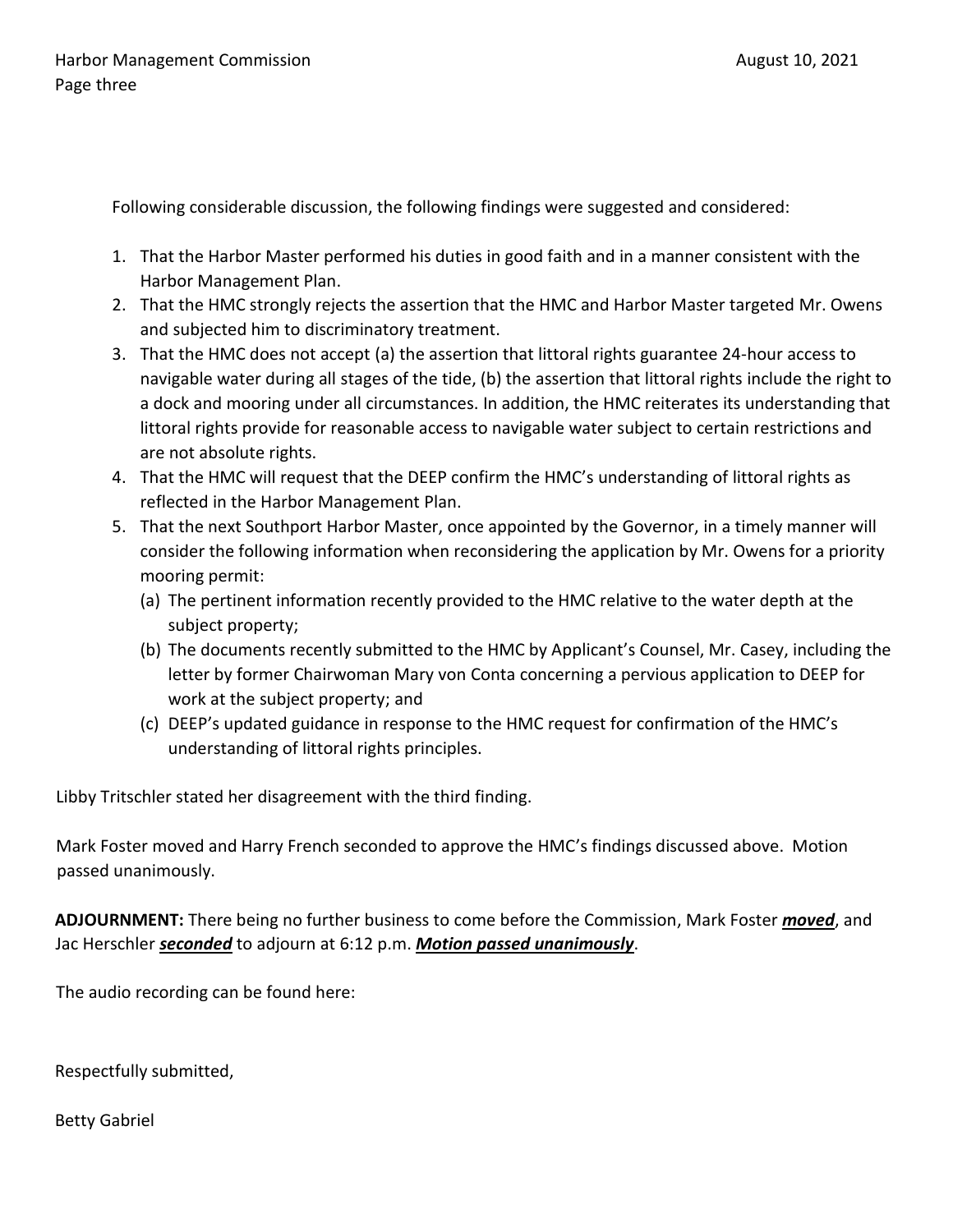Following considerable discussion, the following findings were suggested and considered:

1. That the Harbor Master performed his duties in good faith and in a manner consistent with the Harbor Management Plan.
2. That the HMC strongly rejects the assertion that the HMC and Harbor Master targeted Mr. Owens and subjected him to discriminatory treatment.
3. That the HMC does not accept (a) the assertion that littoral rights guarantee 24-hour access to navigable water during all stages of the tide, (b) the assertion that littoral rights include the right to a dock and mooring under all circumstances. In addition, the HMC reiterates its understanding that littoral rights provide for reasonable access to navigable water subject to certain restrictions and are not absolute rights.
4. That the HMC will request that the DEEP confirm the HMC's understanding of littoral rights as reflected in the Harbor Management Plan.
5. That the next Southport Harbor Master, once appointed by the Governor, in a timely manner will consider the following information when reconsidering the application by Mr. Owens for a priority mooring permit:
   (a) The pertinent information recently provided to the HMC relative to the water depth at the subject property;
   (b) The documents recently submitted to the HMC by Applicant's Counsel, Mr. Casey, including the letter by former Chairwoman Mary von Conta concerning a pervious application to DEEP for work at the subject property; and
   (c) DEEP's updated guidance in response to the HMC request for confirmation of the HMC's understanding of littoral rights principles.

Libby Tritschler stated her disagreement with the third finding.

Mark Foster moved and Harry French seconded to approve the HMC's findings discussed above. Motion passed unanimously.

**ADJOURNMENT:** There being no further business to come before the Commission, Mark Foster ***moved***, and Jac Herschler ***seconded*** to adjourn at 6:12 p.m. ***Motion passed unanimously***.

The audio recording can be found here:

Respectfully submitted,

Betty Gabriel